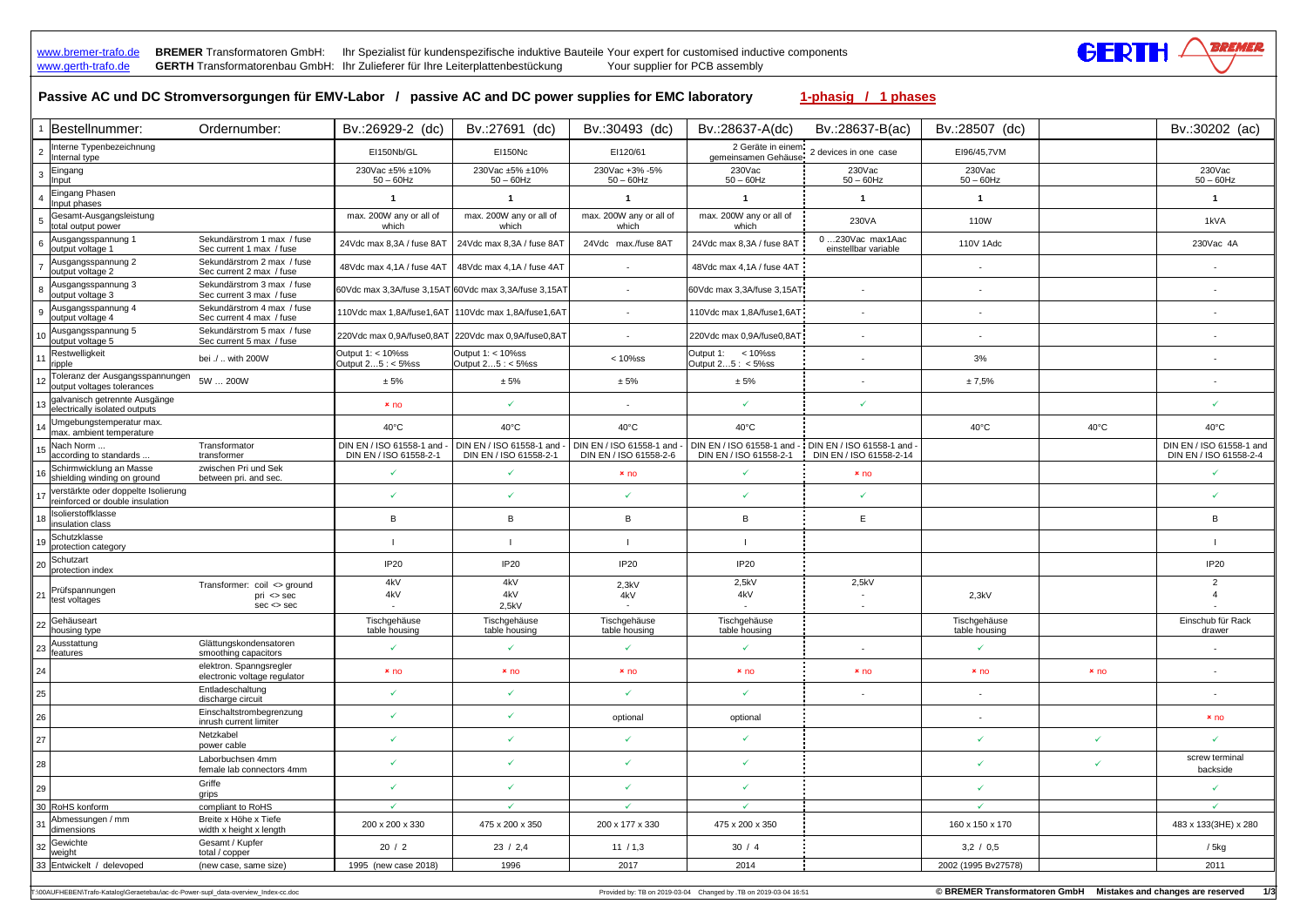www.bremer-trafo.de **BREMER** Transformatoren GmbH: Ihr Spezialist für kundenspezifische induktive Bauteile Your expert for customised inductive components
www.gerth-trafo.de **GERTH** Transformatorenbau GmbH: Ihr Zulieferer für Ihre Leiterplattenbestückung Your supplier for PCB assembly

## Passive AC und DC Stromversorgungen für EMV-Labor / passive AC and DC power supplies for EMC laboratory

**1-phasig / 1 phases**

| | Bestellnummer: | Ordernumber: | Bv.:26929-2 (dc) | Bv.:27691 (dc) | Bv.:30493 (dc) | Bv.:28637-A(dc) | Bv.:28637-B(ac) | Bv.:28507 (dc) | | Bv.:30202 (ac) |
|---|---|---|---|---|---|---|---|---|---|---|
| 2 | Interne Typenbezeichnung Internal type | | EI150Nb/GL | EI150Nc | EI120/61 | 2 Geräte in einem gemeinsamen Gehäuse | 2 devices in one case | EI96/45,7VM | | |
| 3 | Eingang Input | | 230Vac ±5% ±10% 50 – 60Hz | 230Vac ±5% ±10% 50 – 60Hz | 230Vac +3% -5% 50 – 60Hz | 230Vac 50 – 60Hz | 230Vac 50 – 60Hz | 230Vac 50 – 60Hz | | 230Vac 50 – 60Hz |
| 4 | Eingang Phasen Input phases | | 1 | 1 | 1 | 1 | 1 | 1 | | 1 |
| 5 | Gesamt-Ausgangsleistung total output power | | max. 200W any or all of which | max. 200W any or all of which | max. 200W any or all of which | max. 200W any or all of which | 230VA | 110W | | 1kVA |
| 6 | Ausgangsspannung 1 output voltage 1 | Sekundärstrom 1 max / fuse Sec current 1 max / fuse | 24Vdc max 8,3A / fuse 8AT | 24Vdc max 8,3A / fuse 8AT | 24Vdc max./fuse 8AT | 24Vdc max 8,3A / fuse 8AT | 0 …230Vac max1Aac einstellbar variable | 110V 1Adc | | 230Vac 4A |
| 7 | Ausgangsspannung 2 output voltage 2 | Sekundärstrom 2 max / fuse Sec current 2 max / fuse | 48Vdc max 4,1A / fuse 4AT | 48Vdc max 4,1A / fuse 4AT | - | 48Vdc max 4,1A / fuse 4AT | | - | | - |
| 8 | Ausgangsspannung 3 output voltage 3 | Sekundärstrom 3 max / fuse Sec current 3 max / fuse | 60Vdc max 3,3A/fuse 3,15AT | 60Vdc max 3,3A/fuse 3,15AT | - | 60Vdc max 3,3A/fuse 3,15AT | - | - | | - |
| 9 | Ausgangsspannung 4 output voltage 4 | Sekundärstrom 4 max / fuse Sec current 4 max / fuse | 110Vdc max 1,8A/fuse1,6AT | 110Vdc max 1,8A/fuse1,6AT | - | 110Vdc max 1,8A/fuse1,6AT | - | - | | - |
| 10 | Ausgangsspannung 5 output voltage 5 | Sekundärstrom 5 max / fuse Sec current 5 max / fuse | 220Vdc max 0,9A/fuse0,8AT | 220Vdc max 0,9A/fuse0,8AT | - | 220Vdc max 0,9A/fuse0,8AT | - | - | | - |
| 11 | Restwelligkeit ripple | bei ./ .. with 200W | Output 1: < 10%ss Output 2…5 : < 5%ss | Output 1: < 10%ss Output 2…5 : < 5%ss | < 10%ss | Output 1: < 10%ss Output 2…5 : < 5%ss | - | 3% | | - |
| 12 | Toleranz der Ausgangsspannungen output voltages tolerances | 5W … 200W | ± 5% | ± 5% | ± 5% | ± 5% | - | ± 7,5% | | - |
| 13 | galvanisch getrennte Ausgänge electrically isolated outputs | | × no | ✓ | - | ✓ | ✓ | | | ✓ |
| 14 | Umgebungstemperatur max. max. ambient temperature | | 40°C | 40°C | 40°C | 40°C | | 40°C | 40°C | 40°C |
| 15 | Nach Norm … according to standards … | Transformator transformer | DIN EN / ISO 61558-1 and - DIN EN / ISO 61558-2-1 | DIN EN / ISO 61558-1 and - DIN EN / ISO 61558-2-1 | DIN EN / ISO 61558-1 and - DIN EN / ISO 61558-2-6 | DIN EN / ISO 61558-1 and - DIN EN / ISO 61558-2-1 | DIN EN / ISO 61558-1 and - DIN EN / ISO 61558-2-14 | | | DIN EN / ISO 61558-1 and DIN EN / ISO 61558-2-4 |
| 16 | Schirmwicklung an Masse shielding winding on ground | zwischen Pri und Sek between pri. and sec. | ✓ | ✓ | × no | ✓ | × no | | | ✓ |
| 17 | verstärkte oder doppelte Isolierung reinforced or double insulation | | ✓ | ✓ | ✓ | ✓ | ✓ | | | ✓ |
| 18 | Isolierstoffklasse insulation class | | B | B | B | B | E | | | B |
| 19 | Schutzklasse protection category | | I | I | I | I | | | | I |
| 20 | Schutzart protection index | | IP20 | IP20 | IP20 | IP20 | | | | IP20 |
| 21 | Prüfspannungen test voltages | Transformer: coil <> ground pri <> sec sec <> sec | 4kV 4kV - | 4kV 4kV 2,5kV | 2,3kV 4kV - | 2,5kV 4kV - | 2,5kV - - | 2,3kV | | 2 4 - |
| 22 | Gehäuseart housing type | | Tischgehäuse table housing | Tischgehäuse table housing | Tischgehäuse table housing | Tischgehäuse table housing | | Tischgehäuse table housing | | Einschub für Rack drawer |
| 23 | Ausstattung features | Glättungskondensatoren smoothing capacitors | ✓ | ✓ | ✓ | ✓ | - | ✓ | | - |
| 24 | | elektron. Spanngsregler electronic voltage regulator | × no | × no | × no | × no | × no | × no | × no | - |
| 25 | | Entladeschaltung discharge circuit | ✓ | ✓ | ✓ | ✓ | - | - | | - |
| 26 | | Einschaltstrombegrenzung inrush current limiter | ✓ | ✓ | optional | optional | | - | | × no |
| 27 | | Netzkabel power cable | ✓ | ✓ | ✓ | ✓ | | ✓ | ✓ | ✓ |
| 28 | | Laborbuchsen 4mm female lab connectors 4mm | ✓ | ✓ | ✓ | ✓ | | ✓ | ✓ | screw terminal backside |
| 29 | | Griffe grips | ✓ | ✓ | ✓ | ✓ | | ✓ | | ✓ |
| 30 | RoHS konform | compliant to RoHS | ✓ | ✓ | ✓ | ✓ | | ✓ | | ✓ |
| 31 | Abmessungen / mm dimensions | Breite x Höhe x Tiefe width x height x length | 200 x 200 x 330 | 475 x 200 x 350 | 200 x 177 x 330 | 475 x 200 x 350 | | 160 x 150 x 170 | | 483 x 133(3HE) x 280 |
| 32 | Gewichte weight | Gesamt / Kupfer total / copper | 20 / 2 | 23 / 2,4 | 11 / 1,3 | 30 / 4 | | 3,2 / 0,5 | | / 5kg |
| 33 | Entwickelt / delevoped | (new case, same size) | 1995 (new case 2018) | 1996 | 2017 | 2014 | | 2002 (1995 Bv27578) | | 2011 |

T:\00AUFHEBEN\Trafo-Katalog\Geraetebau\ac-dc-Power-supl_data-overview_Index-cc.doc Provided by: TB on 2019-03-04 Changed by .TB on 2019-03-04 16:51 © BREMER Transformatoren GmbH Mistakes and changes are reserved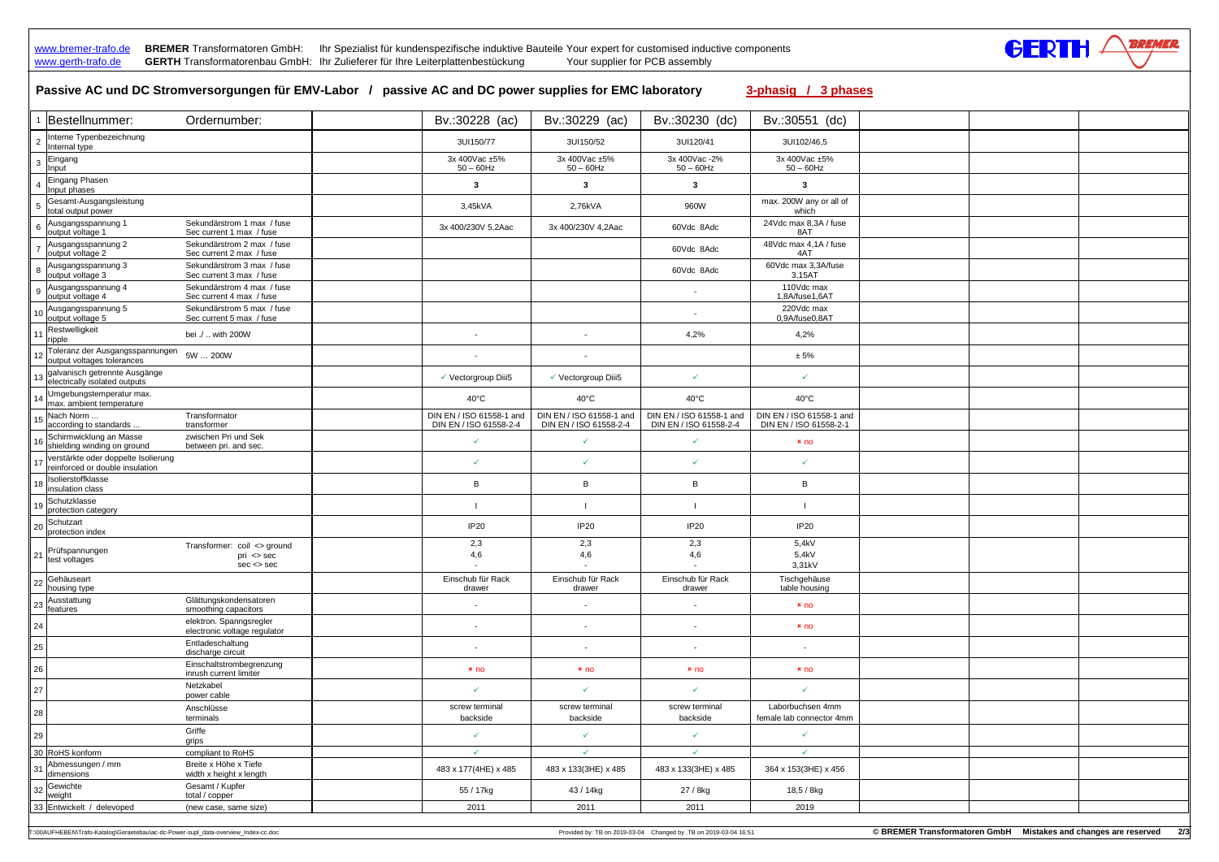www.bremer-trafo.de **BREMER** Transformatoren GmbH: Ihr Spezialist für kundenspezifische induktive Bauteile Your expert for customised inductive components
www.gerth-trafo.de **GERTH** Transformatorenbau GmbH: Ihr Zulieferer für Ihre Leiterplattenbestückung Your supplier for PCB assembly

## Passive AC und DC Stromversorgungen für EMV-Labor / passive AC and DC power supplies for EMC laboratory

**3-phasig / 3 phases**

| # | Bestellnummer: | Ordernumber: | | Bv.:30228 (ac) | Bv.:30229 (ac) | Bv.:30230 (dc) | Bv.:30551 (dc) | | | |
|---|---|---|---|---|---|---|---|---|---|---|
| 2 | Interne Typenbezeichnung Internal type | | | 3UI150/77 | 3UI150/52 | 3UI120/41 | 3UI102/46,5 | | | |
| 3 | Eingang Input | | | 3x 400Vac ±5% 50 – 60Hz | 3x 400Vac ±5% 50 – 60Hz | 3x 400Vac -2% 50 – 60Hz | 3x 400Vac ±5% 50 – 60Hz | | | |
| 4 | Eingang Phasen Input phases | | | 3 | 3 | 3 | 3 | | | |
| 5 | Gesamt-Ausgangsleistung total output power | | | 3,45kVA | 2,76kVA | 960W | max. 200W any or all of which | | | |
| 6 | Ausgangsspannung 1 output voltage 1 | Sekundärstrom 1 max / fuse Sec current 1 max / fuse | | 3x 400/230V 5,2Aac | 3x 400/230V 4,2Aac | 60Vdc 8Adc | 24Vdc max 8,3A / fuse 8AT | | | |
| 7 | Ausgangsspannung 2 output voltage 2 | Sekundärstrom 2 max / fuse Sec current 2 max / fuse | | | | 60Vdc 8Adc | 48Vdc max 4,1A / fuse 4AT | | | |
| 8 | Ausgangsspannung 3 output voltage 3 | Sekundärstrom 3 max / fuse Sec current 3 max / fuse | | | | 60Vdc 8Adc | 60Vdc max 3,3A/fuse 3,15AT | | | |
| 9 | Ausgangsspannung 4 output voltage 4 | Sekundärstrom 4 max / fuse Sec current 4 max / fuse | | | | - | 110Vdc max 1,8A/fuse1,6AT | | | |
| 10 | Ausgangsspannung 5 output voltage 5 | Sekundärstrom 5 max / fuse Sec current 5 max / fuse | | | | - | 220Vdc max 0,9A/fuse0,8AT | | | |
| 11 | Restwelligkeit ripple | bei ./ .. with 200W | | - | - | 4,2% | 4,2% | | | |
| 12 | Toleranz der Ausgangsspannungen output voltages tolerances | 5W … 200W | | - | - | | ± 5% | | | |
| 13 | galvanisch getrennte Ausgänge electrically isolated outputs | | | ✓ Vectorgroup Diii5 | ✓ Vectorgroup Diii5 | ✓ | ✓ | | | |
| 14 | Umgebungstemperatur max. max. ambient temperature | | | 40°C | 40°C | 40°C | 40°C | | | |
| 15 | Nach Norm ... according to standards ... | Transformator transformer | | DIN EN / ISO 61558-1 and DIN EN / ISO 61558-2-4 | DIN EN / ISO 61558-1 and DIN EN / ISO 61558-2-4 | DIN EN / ISO 61558-1 and DIN EN / ISO 61558-2-4 | DIN EN / ISO 61558-1 and DIN EN / ISO 61558-2-1 | | | |
| 16 | Schirmwicklung an Masse shielding winding on ground | zwischen Pri und Sek between pri. and sec. | | ✓ | ✓ | ✓ | × no | | | |
| 17 | verstärkte oder doppelte Isolierung reinforced or double insulation | | | ✓ | ✓ | ✓ | ✓ | | | |
| 18 | Isolierstoffklasse insulation class | | | B | B | B | B | | | |
| 19 | Schutzklasse protection category | | | I | I | I | I | | | |
| 20 | Schutzart protection index | | | IP20 | IP20 | IP20 | IP20 | | | |
| 21 | Prüfspannungen test voltages | Transformer: coil <> ground pri <> sec sec <> sec | | 2,3 4,6 - | 2,3 4,6 - | 2,3 4,6 - | 5,4kV 5,4kV 3,31kV | | | |
| 22 | Gehäuseart housing type | | | Einschub für Rack drawer | Einschub für Rack drawer | Einschub für Rack drawer | Tischgehäuse table housing | | | |
| 23 | Ausstattung features | Glättungskondensatoren smoothing capacitors | | - | - | - | × no | | | |
| 24 | | elektron. Spanngsregler electronic voltage regulator | | - | - | - | × no | | | |
| 25 | | Entladeschaltung discharge circuit | | - | - | - | - | | | |
| 26 | | Einschaltstrombegrenzung inrush current limiter | | × no | × no | × no | × no | | | |
| 27 | | Netzkabel power cable | | ✓ | ✓ | ✓ | ✓ | | | |
| 28 | | Anschlüsse terminals | | screw terminal backside | screw terminal backside | screw terminal backside | Laborbuchsen 4mm female lab connector 4mm | | | |
| 29 | | Griffe grips | | ✓ | ✓ | ✓ | ✓ | | | |
| 30 | RoHS konform | compliant to RoHS | | ✓ | ✓ | ✓ | ✓ | | | |
| 31 | Abmessungen / mm dimensions | Breite x Höhe x Tiefe width x height x length | | 483 x 177(4HE) x 485 | 483 x 133(3HE) x 485 | 483 x 133(3HE) x 485 | 364 x 153(3HE) x 456 | | | |
| 32 | Gewichte weight | Gesamt / Kupfer total / copper | | 55 / 17kg | 43 / 14kg | 27 / 8kg | 18,5 / 8kg | | | |
| 33 | Entwickelt / delevoped | (new case, same size) | | 2011 | 2011 | 2011 | 2019 | | | |

T:\00AUFHEBEN\Trafo-Katalog\Geraetebau\ac-dc-Power-supl_data-overview_Index-cc.doc Provided by: TB on 2019-03-04 Changed by .TB on 2019-03-04 16:51 © BREMER Transformatoren GmbH Mistakes and changes are reserved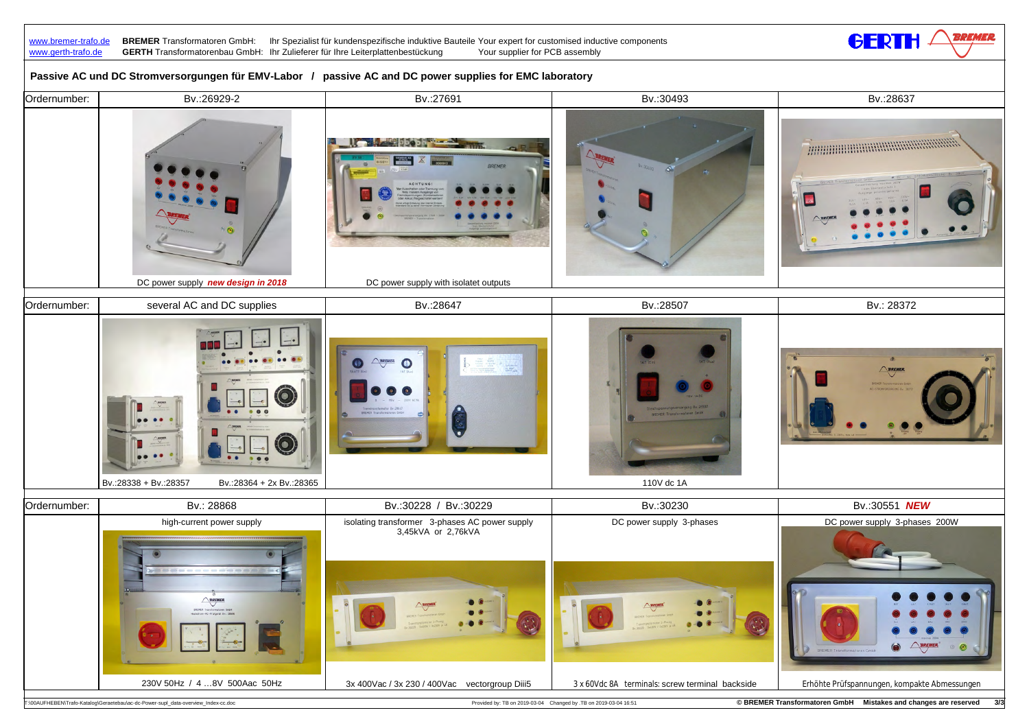www.bremer-trafo.de **BREMER** Transformatoren GmbH: Ihr Spezialist für kundenspezifische induktive Bauteile Your expert for customised inductive components
www.gerth-trafo.de **GERTH** Transformatorenbau GmbH: Ihr Zulieferer für Ihre Leiterplattenbestückung Your supplier for PCB assembly

## Passive AC und DC Stromversorgungen für EMV-Labor / passive AC and DC power supplies for EMC laboratory

| Ordernumber: | Bv.:26929-2 | Bv.:27691 | Bv.:30493 | Bv.:28637 |
|---|---|---|---|---|
| | DC power supply ***new design in 2018*** | DC power supply with isolatet outputs | | |
| **Ordernumber:** | **several AC and DC supplies** | **Bv.:28647** | **Bv.:28507** | **Bv.: 28372** |
| | Bv.:28338 + Bv.:28357 Bv.:28364 + 2x Bv.:28365 | | 110V dc 1A | |
| **Ordernumber:** | **Bv.: 28868** | **Bv.:30228 / Bv.:30229** | **Bv.:30230** | **Bv.:30551 *NEW*** |
| | high-current power supply | isolating transformer 3-phases AC power supply 3,45kVA or 2,76kVA | DC power supply 3-phases | DC power supply 3-phases 200W |
| | 230V 50Hz / 4 …8V 500Aac 50Hz | 3x 400Vac / 3x 230 / 400Vac vectorgroup Diii5 | 3 x 60Vdc 8A terminals: screw terminal backside | Erhöhte Prüfspannungen, kompakte Abmessungen |

T:\00AUFHEBEN\Trafo-Katalog\Geraetebau\ac-dc-Power-supl_data-overview_Index-cc.doc Provided by: TB on 2019-03-04 Changed by .TB on 2019-03-04 16:51 © BREMER Transformatoren GmbH Mistakes and changes are reserved